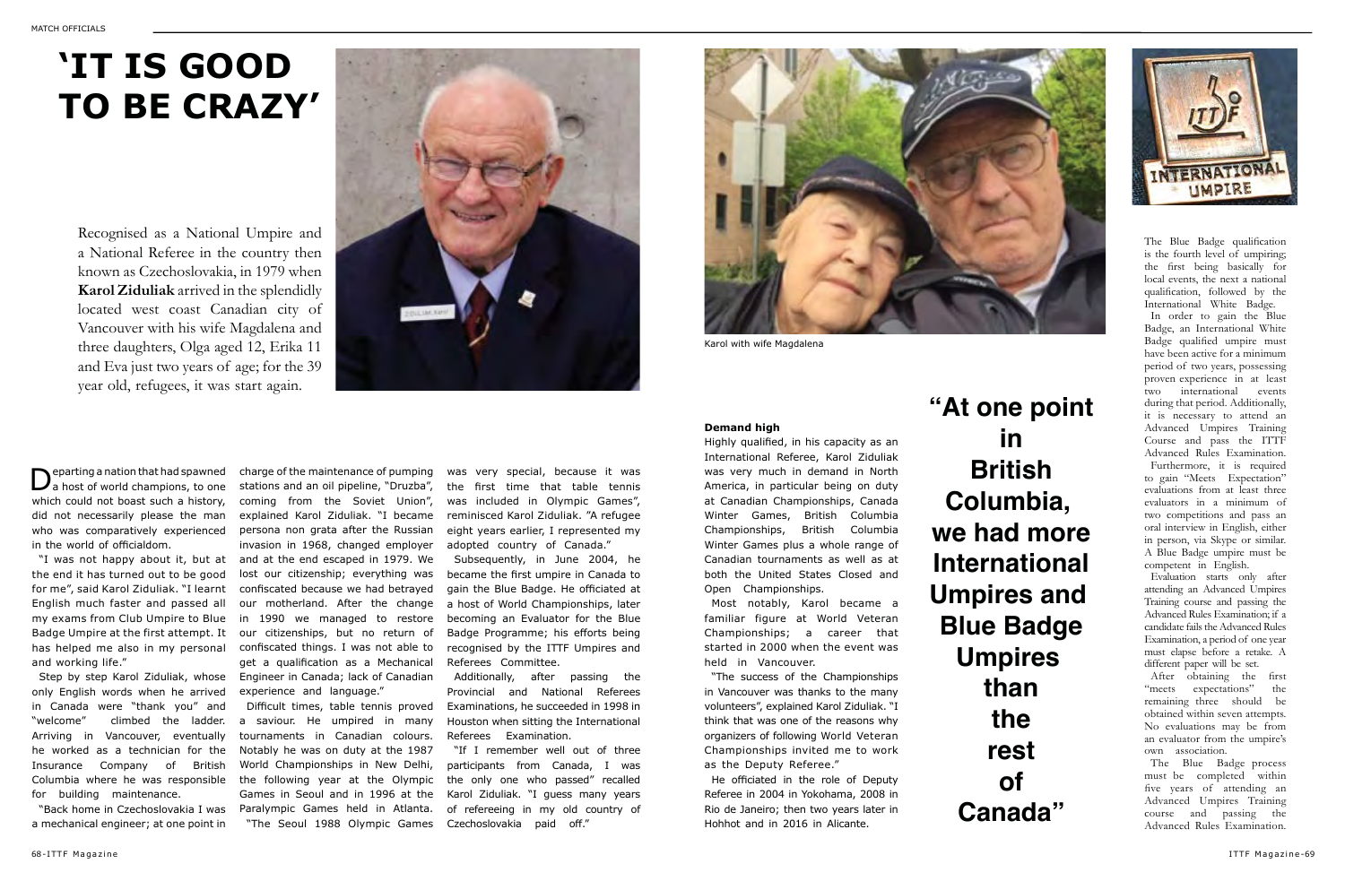# 'IT IS GOOD TO BE CRAZY'

Recognised as a National Umpire and a National Referee in the country then known as Czechoslovakia, in 1979 when **Karol Ziduliak** arrived in the splendidly located west coast Canadian city of Vancouver with his wife Magdalena and three daughters, Olga aged 12, Erika 11 and Eva just two years of age; for the 39 year old, refugees, it was start again.

Departing a nation that had spawned a host of world champions, to one which could not boast such a history, did not necessarily please the man who was comparatively experienced in the world of officialdom.

"I was not happy about it, but at the end it has turned out to be good for me", said Karol Ziduliak. "I learnt English much faster and passed all my exams from Club Umpire to Blue Badge Umpire at the first attempt. It has helped me also in my personal and working life."

Step by step Karol Ziduliak, whose only English words when he arrived in Canada were "thank you" and "welcome" climbed the ladder. Arriving in Vancouver, eventually he worked as a technician for the Insurance Company of British Columbia where he was responsible for building maintenance.

"Back home in Czechoslovakia I was a mechanical engineer; at one point in charge of the maintenance of pumping stations and an oil pipeline, "Druzba", coming from the Soviet Union", explained Karol Ziduliak. "I became persona non grata after the Russian invasion in 1968, changed employer and at the end escaped in 1979. We lost our citizenship; everything was confiscated because we had betrayed our motherland. After the change in 1990 we managed to restore our citizenships, but no return of confiscated things. I was not able to get a qualification as a Mechanical Engineer in Canada; lack of Canadian experience and language."

Difficult times, table tennis proved a saviour. He umpired in many tournaments in Canadian colours. Notably he was on duty at the 1987 World Championships in New Delhi, the following year at the Olympic Games in Seoul and in 1996 at the Paralympic Games held in Atlanta.

"The Seoul 1988 Olympic Games was very special, because it was the first time that table tennis was included in Olympic Games", reminisced Karol Ziduliak. "A refugee eight years earlier, I represented my adopted country of Canada."

Subsequently, in June 2004, he became the first umpire in Canada to gain the Blue Badge. He officiated at a host of World Championships, later becoming an Evaluator for the Blue Badge Programme; his efforts being recognised by the ITTF Umpires and Referees Committee.

Additionally, after passing the Provincial and National Referees Examinations, he succeeded in 1998 in Houston when sitting the International Referees Examination.

"If I remember well out of three participants from Canada, I was the only one who passed" recalled Karol Ziduliak. "I guess many years of refereeing in my old country of Czechoslovakia paid off."

Karol with wife Magdalena

### Demand high

Highly qualified, in his capacity as an International Referee, Karol Ziduliak was very much in demand in North America, in particular being on duty at Canadian Championships, Canada Winter Games, British Columbia Championships, British Columbia Winter Games plus a whole range of Canadian tournaments as well as at both the United States Closed and Open Championships.

Most notably, Karol became a familiar figure at World Veteran Championships; a career that started in 2000 when the event was held in Vancouver.

"The success of the Championships in Vancouver was thanks to the many volunteers", explained Karol Ziduliak. "I think that was one of the reasons why organizers of following World Veteran Championships invited me to work as the Deputy Referee."

He officiated in the role of Deputy Referee in 2004 in Yokohama, 2008 in Rio de Janeiro; then two years later in Hohhot and in 2016 in Alicante.

**"At one point in British Columbia, we had more International Umpires and Blue Badge Umpires than the rest of Canada"**

The Blue Badge qualification is the fourth level of umpiring; the first being basically for local events, the next a national qualification, followed by the International White Badge.

In order to gain the Blue Badge, an International White Badge qualified umpire must have been active for a minimum period of two years, possessing proven experience in at least two international events during that period. Additionally, it is necessary to attend an Advanced Umpires Training Course and pass the ITTF Advanced Rules Examination.

Furthermore, it is required to gain "Meets Expectation" evaluations from at least three evaluators in a minimum of two competitions and pass an oral interview in English, either in person, via Skype or similar. A Blue Badge umpire must be competent in English.

Evaluation starts only after attending an Advanced Umpires Training course and passing the Advanced Rules Examination; if a candidate fails the Advanced Rules Examination, a period of one year must elapse before a retake. A different paper will be set.

After obtaining the first "meets expectations" the remaining three should be obtained within seven attempts. No evaluations may be from an evaluator from the umpire's own association.

The Blue Badge process must be completed within five years of attending an Advanced Umpires Training course and passing the Advanced Rules Examination.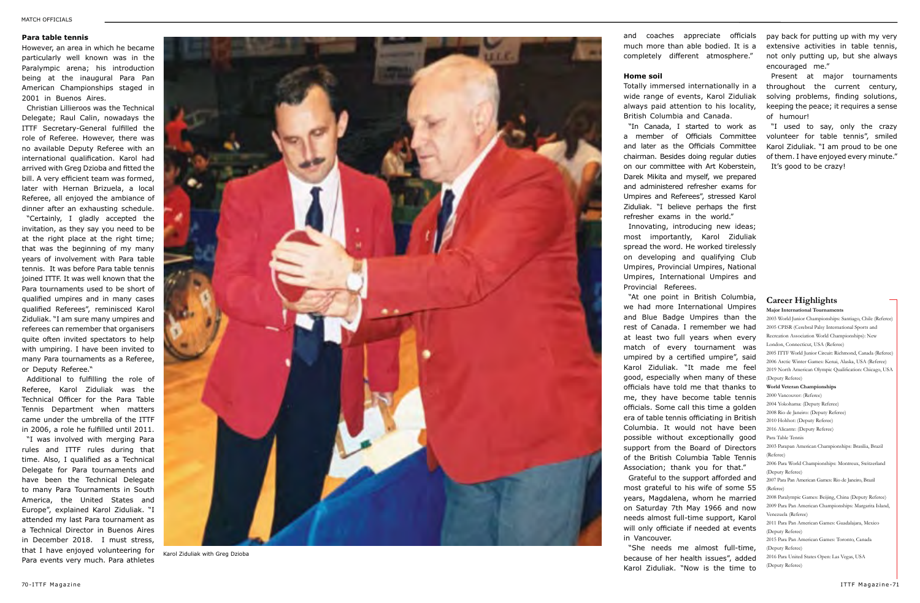### Para table tennis

However, an area in which he became particularly well known was in the Paralympic arena; his introduction being at the inaugural Para Pan American Championships staged in 2001 in Buenos Aires.

Christian Lillieroos was the Technical Delegate; Raul Calin, nowadays the ITTF Secretary-General fulfilled the role of Referee. However, there was no available Deputy Referee with an international qualification. Karol had arrived with Greg Dzioba and fitted the bill. A very efficient team was formed, later with Hernan Brizuela, a local Referee, all enjoyed the ambiance of dinner after an exhausting schedule.

"Certainly, I gladly accepted the invitation, as they say you need to be at the right place at the right time; that was the beginning of my many years of involvement with Para table tennis. It was before Para table tennis joined ITTF. It was well known that the Para tournaments used to be short of qualified umpires and in many cases qualified Referees", reminisced Karol Ziduliak. "I am sure many umpires and referees can remember that organisers quite often invited spectators to help with umpiring. I have been invited to many Para tournaments as a Referee, or Deputy Referee."

Additional to fulfilling the role of Referee, Karol Ziduliak was the Technical Officer for the Para Table Tennis Department when matters came under the umbrella of the ITTF in 2006, a role he fulfilled until 2011.

"I was involved with merging Para rules and ITTF rules during that time. Also, I qualified as a Technical Delegate for Para tournaments and have been the Technical Delegate to many Para Tournaments in South America, the United States and Europe", explained Karol Ziduliak. "I attended my last Para tournament as a Technical Director in Buenos Aires in December 2018. I must stress, that I have enjoyed volunteering for Para events very much. Para athletes and coaches appreciate officials much more than able bodied. It is a completely different atmosphere."

Karol Ziduliak with Greg Dzioba

### Home soil

Totally immersed internationally in a wide range of events, Karol Ziduliak always paid attention to his locality, British Columbia and Canada.

"In Canada, I started to work as a member of Officials Committee and later as the Officials Committee chairman. Besides doing regular duties on our committee with Art Koberstein, Darek Mikita and myself, we prepared and administered refresher exams for Umpires and Referees", stressed Karol Ziduliak. "I believe perhaps the first refresher exams in the world."

Innovating, introducing new ideas; most importantly, Karol Ziduliak spread the word. He worked tirelessly on developing and qualifying Club Umpires, Provincial Umpires, National Umpires, International Umpires and Provincial Referees.

"At one point in British Columbia, we had more International Umpires and Blue Badge Umpires than the rest of Canada. I remember we had at least two full years when every match of every tournament was umpired by a certified umpire", said Karol Ziduliak. "It made me feel good, especially when many of these officials have told me that thanks to me, they have become table tennis officials. Some call this time a golden era of table tennis officiating in British Columbia. It would not have been possible without exceptionally good support from the Board of Directors of the British Columbia Table Tennis Association; thank you for that."

Grateful to the support afforded and most grateful to his wife of some 55 years, Magdalena, whom he married on Saturday 7th May 1966 and now needs almost full-time support, Karol will only officiate if needed at events in Vancouver.

"She needs me almost full-time, because of her health issues", added Karol Ziduliak. "Now is the time to pay back for putting up with my very extensive activities in table tennis, not only putting up, but she always encouraged me."

Present at major tournaments throughout the current century, solving problems, finding solutions, keeping the peace; it requires a sense of humour!

"I used to say, only the crazy volunteer for table tennis", smiled Karol Ziduliak. "I am proud to be one of them. I have enjoyed every minute."

It's good to be crazy!

## Career Highlights

**Major International Tournaments**

2003 World Junior Championships: Santiago, Chile (Referee)
2005 CPISR (Cerebral Palsy International Sports and Recreation Association World Championships): New London, Connecticut, USA (Referee)
2005 ITTF World Junior Circuit: Richmond, Canada (Referee)
2006 Arctic Winter Games: Kenai, Alaska, USA (Referee)
2019 North American Olympic Qualification: Chicago, USA (Deputy Referee)

**World Veteran Championships**

2000 Vancouver: (Referee)
2004 Yokohama: (Deputy Referee)
2008 Rio de Janeiro: (Deputy Referee)
2010 Hohhot: (Deputy Referee)
2016 Alicante: (Deputy Referee)

Para Table Tennis

2003 Parapan American Championships: Brasilia, Brazil (Referee)
2006 Para World Championships: Montreux, Switzerland (Deputy Referee)
2007 Para Pan American Games: Rio de Janeiro, Brazil (Referee)
2008 Paralympic Games: Beijing, China (Deputy Referee)
2009 Para Pan American Championships: Margarita Island, Venezuela (Referee)
2011 Para Pan American Games: Guadalajara, Mexico (Deputy Referee)
2015 Para Pan American Games: Toronto, Canada (Deputy Referee)
2016 Para United States Open: Las Vegas, USA (Deputy Referee)